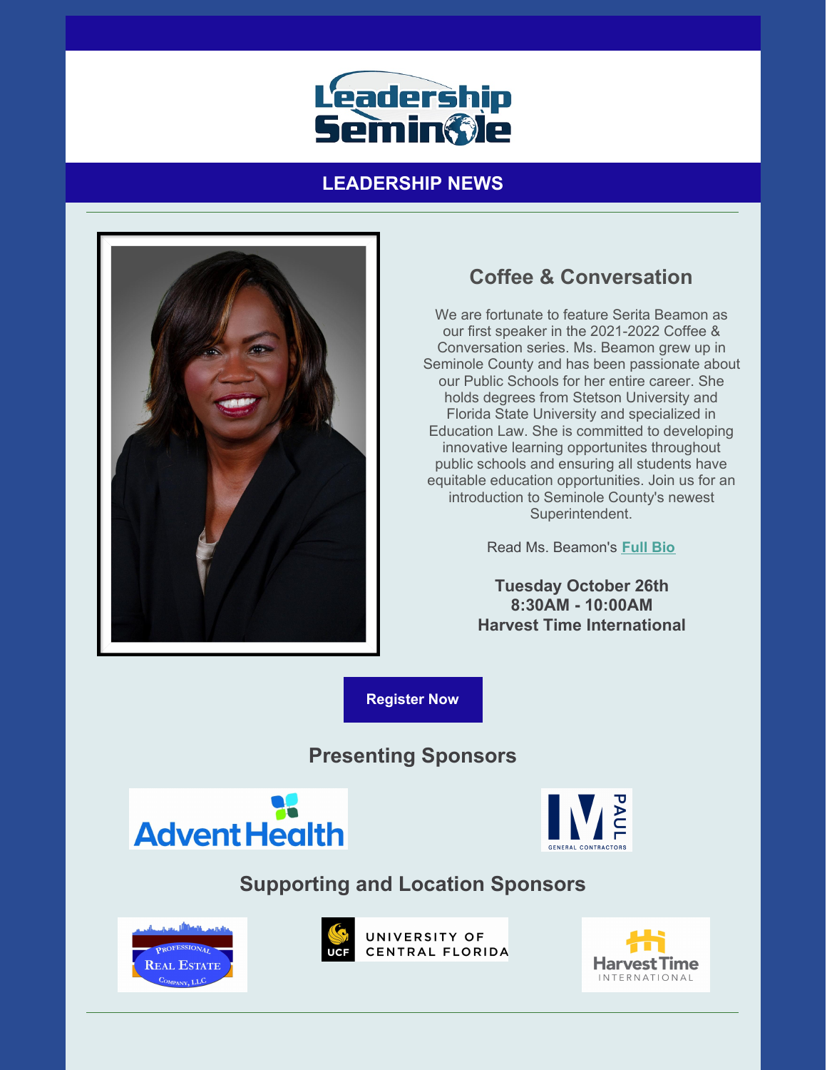# Leadership Seminole

## LEADERSHIP NEWS

---

### Coffee & Conversation

We are fortunate to feature Serita Beamon as our first speaker in the 2021-2022 Coffee & Conversation series. Ms. Beamon grew up in Seminole County and has been passionate about our Public Schools for her entire career. She holds degrees from Stetson University and Florida State University and specialized in Education Law. She is committed to developing innovative learning opportunites throughout public schools and ensuring all students have equitable education opportunities. Join us for an introduction to Seminole County's newest Superintendent.

Read Ms. Beamon's **Full Bio**

**Tuesday October 26th**
**8:30AM - 10:00AM**
**Harvest Time International**

**Register Now**

### Presenting Sponsors

AdventHealth

PAUL GENERAL CONTRACTORS

### Supporting and Location Sponsors

Professional Real Estate Company, LLC

UCF University of Central Florida

Harvest Time International

---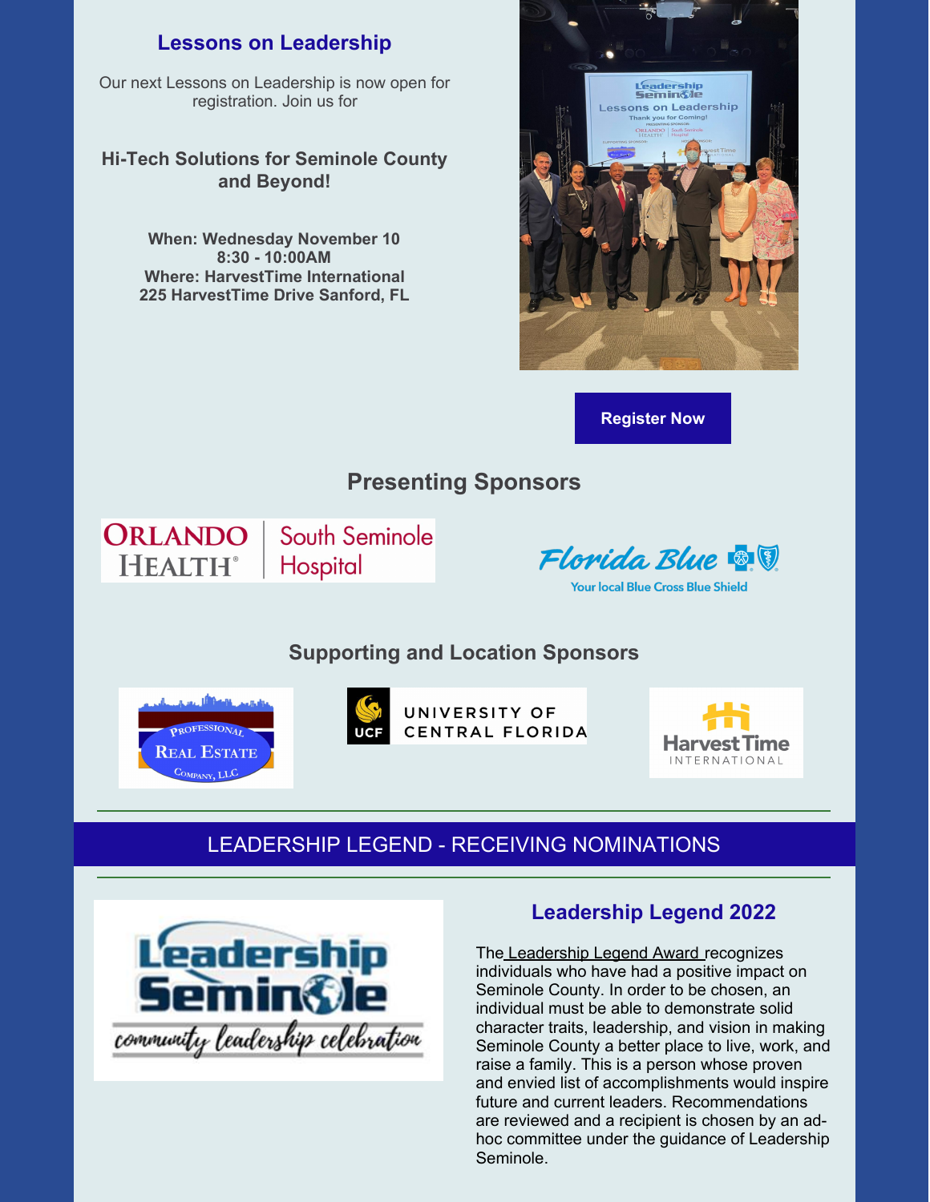## Lessons on Leadership

Our next Lessons on Leadership is now open for registration. Join us for

### Hi-Tech Solutions for Seminole County and Beyond!

**When: Wednesday November 10**
**8:30 - 10:00AM**
**Where: HarvestTime International**
**225 HarvestTime Drive Sanford, FL**

**Register Now**

### Presenting Sponsors

Orlando Health | South Seminole Hospital

Florida Blue — Your local Blue Cross Blue Shield

### Supporting and Location Sponsors

Professional Real Estate Company, LLC

University of Central Florida

HarvestTime International

---

## LEADERSHIP LEGEND - RECEIVING NOMINATIONS

---

Leadership Seminole — community leadership celebration

### Leadership Legend 2022

The Leadership Legend Award recognizes individuals who have had a positive impact on Seminole County. In order to be chosen, an individual must be able to demonstrate solid character traits, leadership, and vision in making Seminole County a better place to live, work, and raise a family. This is a person whose proven and envied list of accomplishments would inspire future and current leaders. Recommendations are reviewed and a recipient is chosen by an ad-hoc committee under the guidance of Leadership Seminole.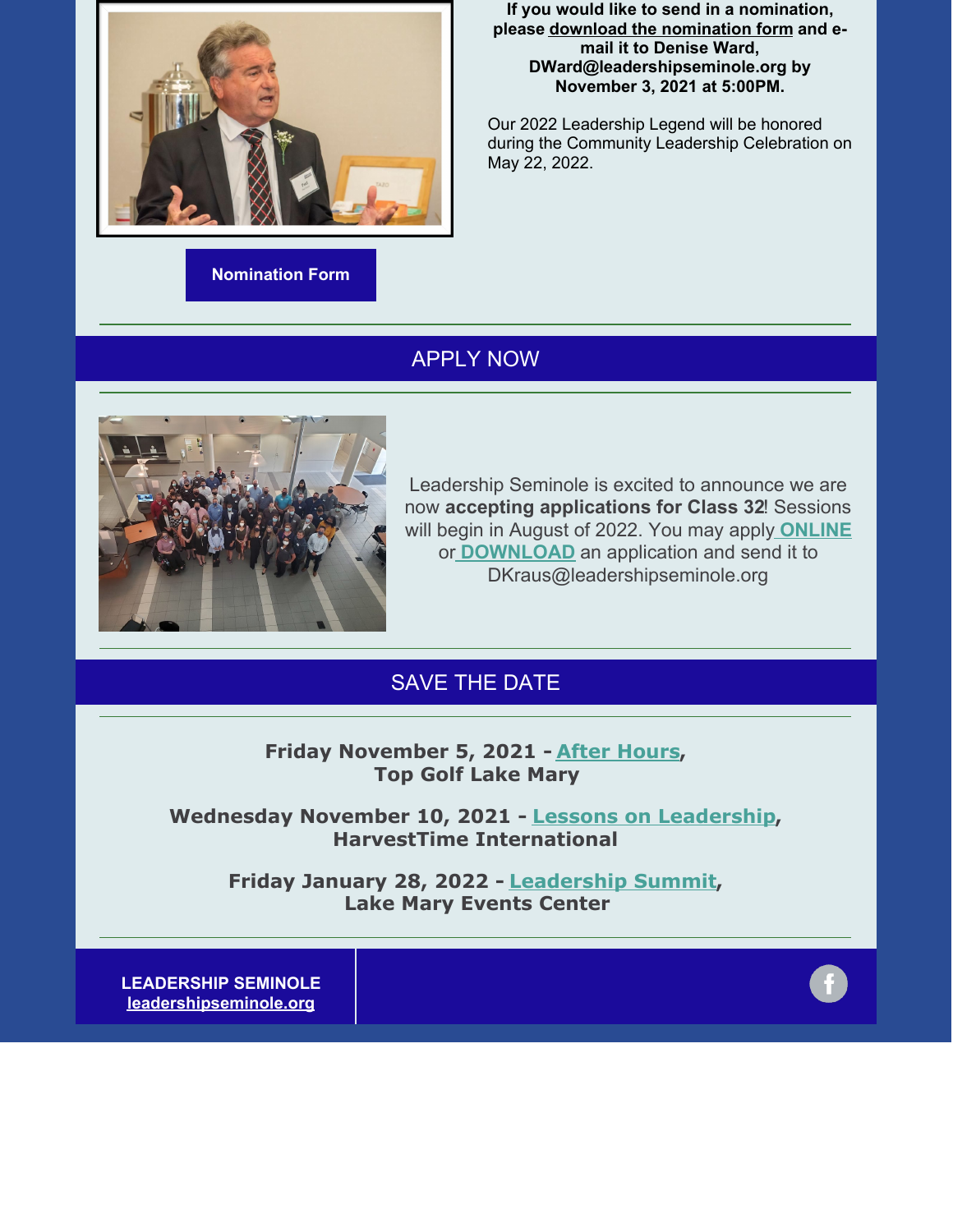**If you would like to send in a nomination, please download the nomination form and e-mail it to Denise Ward, DWard@leadershipseminole.org by November 3, 2021 at 5:00PM.**

Our 2022 Leadership Legend will be honored during the Community Leadership Celebration on May 22, 2022.

**Nomination Form**

## APPLY NOW

Leadership Seminole is excited to announce we are now **accepting applications for Class 32**! Sessions will begin in August of 2022. You may apply **ONLINE** or **DOWNLOAD** an application and send it to DKraus@leadershipseminole.org

## SAVE THE DATE

**Friday November 5, 2021 - After Hours, Top Golf Lake Mary**

**Wednesday November 10, 2021 - Lessons on Leadership, HarvestTime International**

**Friday January 28, 2022 - Leadership Summit, Lake Mary Events Center**

**LEADERSHIP SEMINOLE**
**leadershipseminole.org**